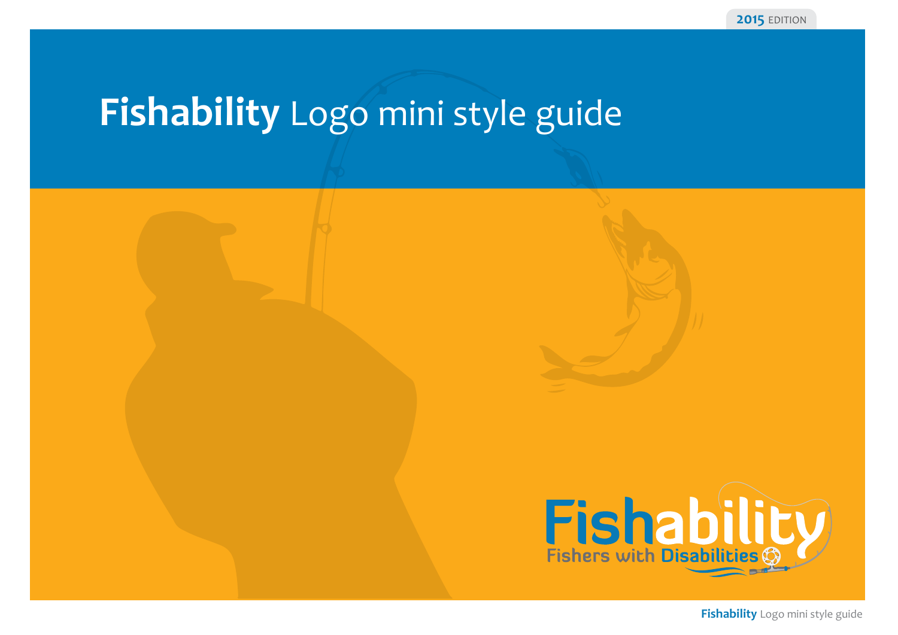2015 EDITION

# **Fishability** Logo mini style guide

Fishability

Fishers with Disabilities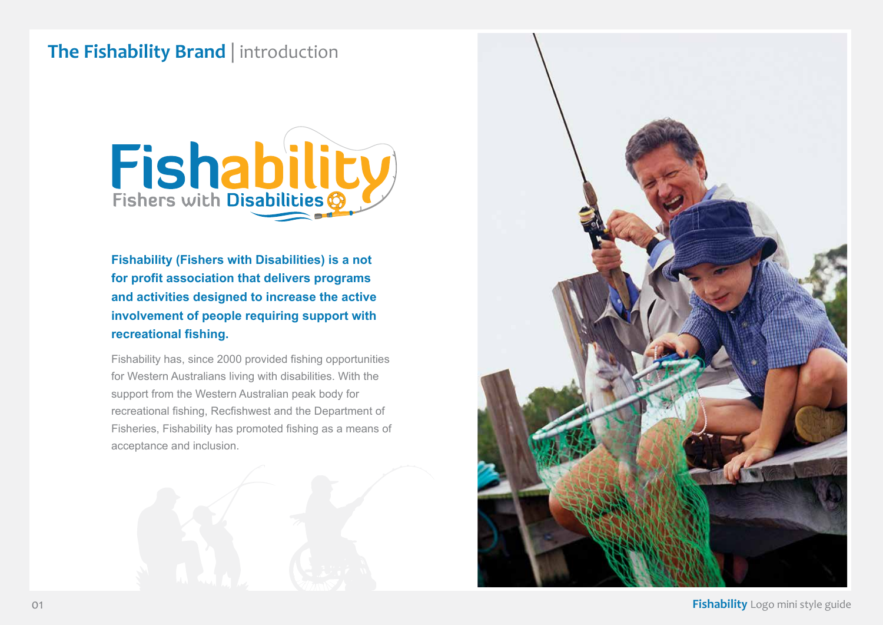# The Fishability Brand | introduction

**Fishability (Fishers with Disabilities) is a not for profit association that delivers programs and activities designed to increase the active involvement of people requiring support with recreational fishing.**

Fishability has, since 2000 provided fishing opportunities for Western Australians living with disabilities. With the support from the Western Australian peak body for recreational fishing, Recfishwest and the Department of Fisheries, Fishability has promoted fishing as a means of acceptance and inclusion.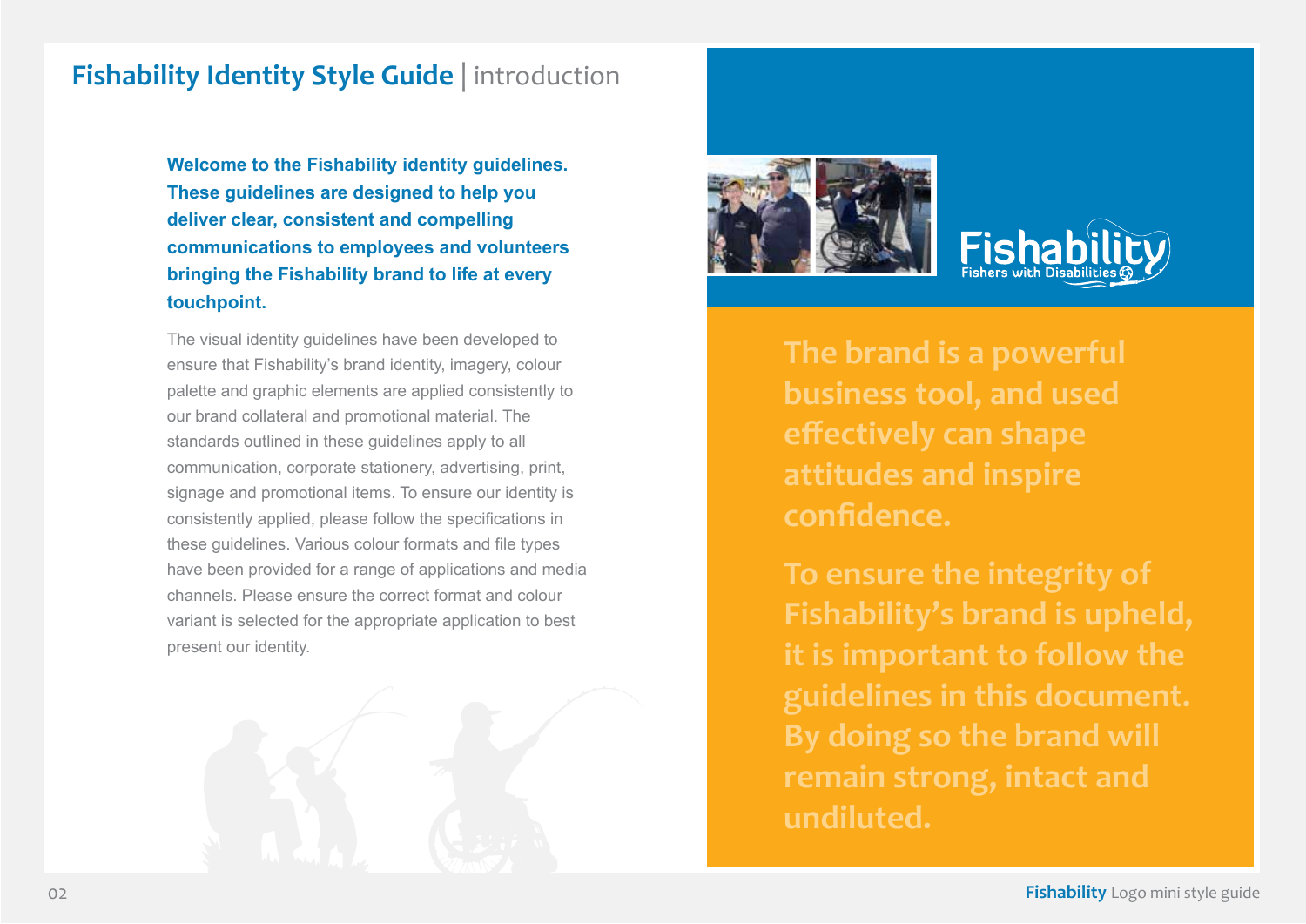# Fishability Identity Style Guide | introduction

**Welcome to the Fishability identity guidelines. These guidelines are designed to help you deliver clear, consistent and compelling communications to employees and volunteers bringing the Fishability brand to life at every touchpoint.**

The visual identity guidelines have been developed to ensure that Fishability's brand identity, imagery, colour palette and graphic elements are applied consistently to our brand collateral and promotional material. The standards outlined in these guidelines apply to all communication, corporate stationery, advertising, print, signage and promotional items. To ensure our identity is consistently applied, please follow the specifications in these guidelines. Various colour formats and file types have been provided for a range of applications and media channels. Please ensure the correct format and colour variant is selected for the appropriate application to best present our identity.

Fishability
Fishers with Disabilities

**The brand is a powerful business tool, and used effectively can shape attitudes and inspire confidence.**

**To ensure the integrity of Fishability's brand is upheld, it is important to follow the guidelines in this document. By doing so the brand will remain strong, intact and undiluted.**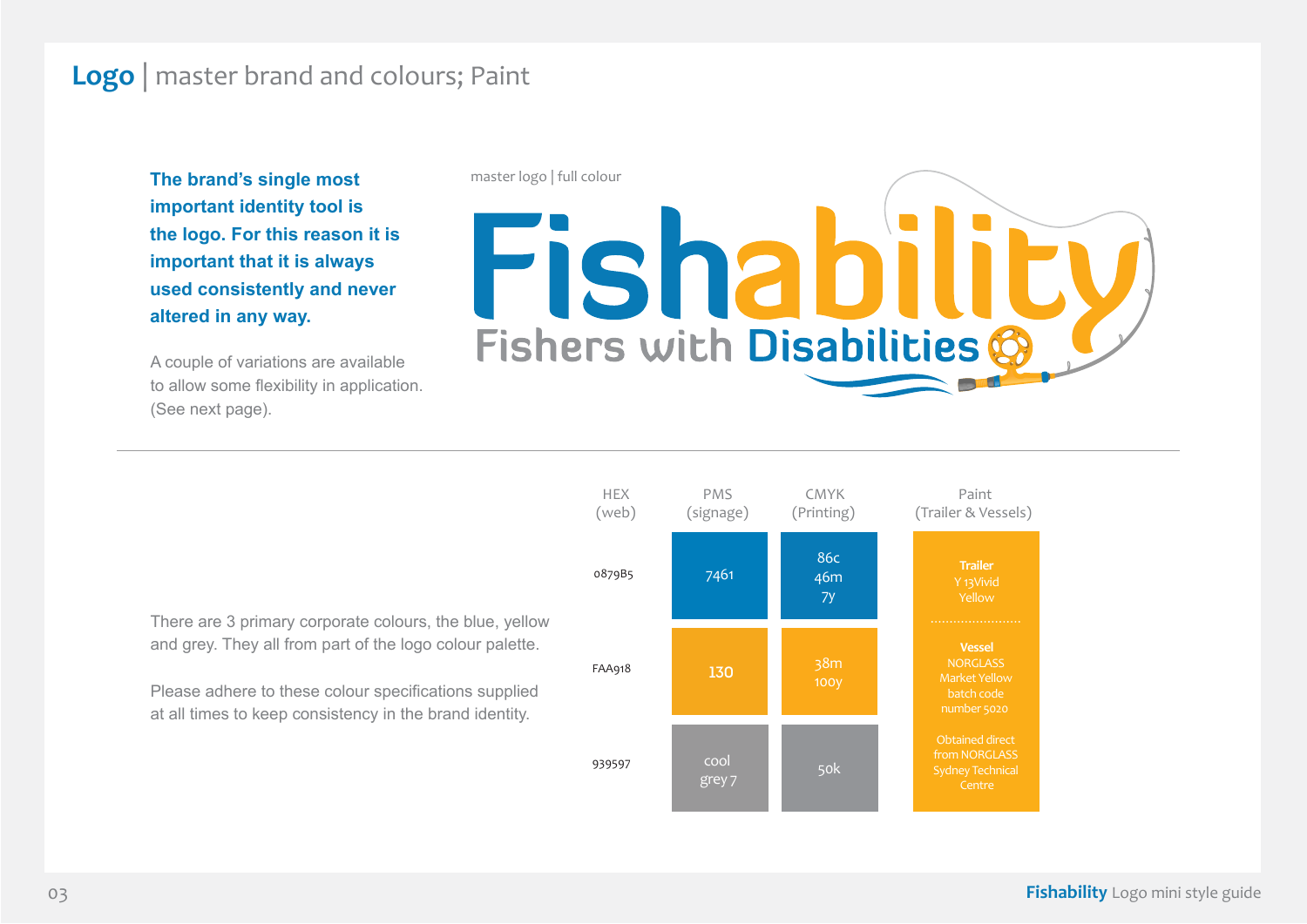# Logo | master brand and colours; Paint

**The brand's single most important identity tool is the logo. For this reason it is important that it is always used consistently and never altered in any way.**

A couple of variations are available to allow some flexibility in application. (See next page).

master logo | full colour

Fishability

Fishers with Disabilities

There are 3 primary corporate colours, the blue, yellow and grey. They all from part of the logo colour palette.

Please adhere to these colour specifications supplied at all times to keep consistency in the brand identity.

| HEX (web) | PMS (signage) | CMYK (Printing) |
|---|---|---|
| 0879B5 | 7461 | 86c 46m 7y |
| FAA918 | 130 | 38m 100y |
| 939597 | cool grey 7 | 50k |

**Paint (Trailer & Vessels)**

**Trailer**
Y 13Vivid Yellow

**Vessel**
NORGLASS Market Yellow batch code number 5020

Obtained direct from NORGLASS Sydney Technical Centre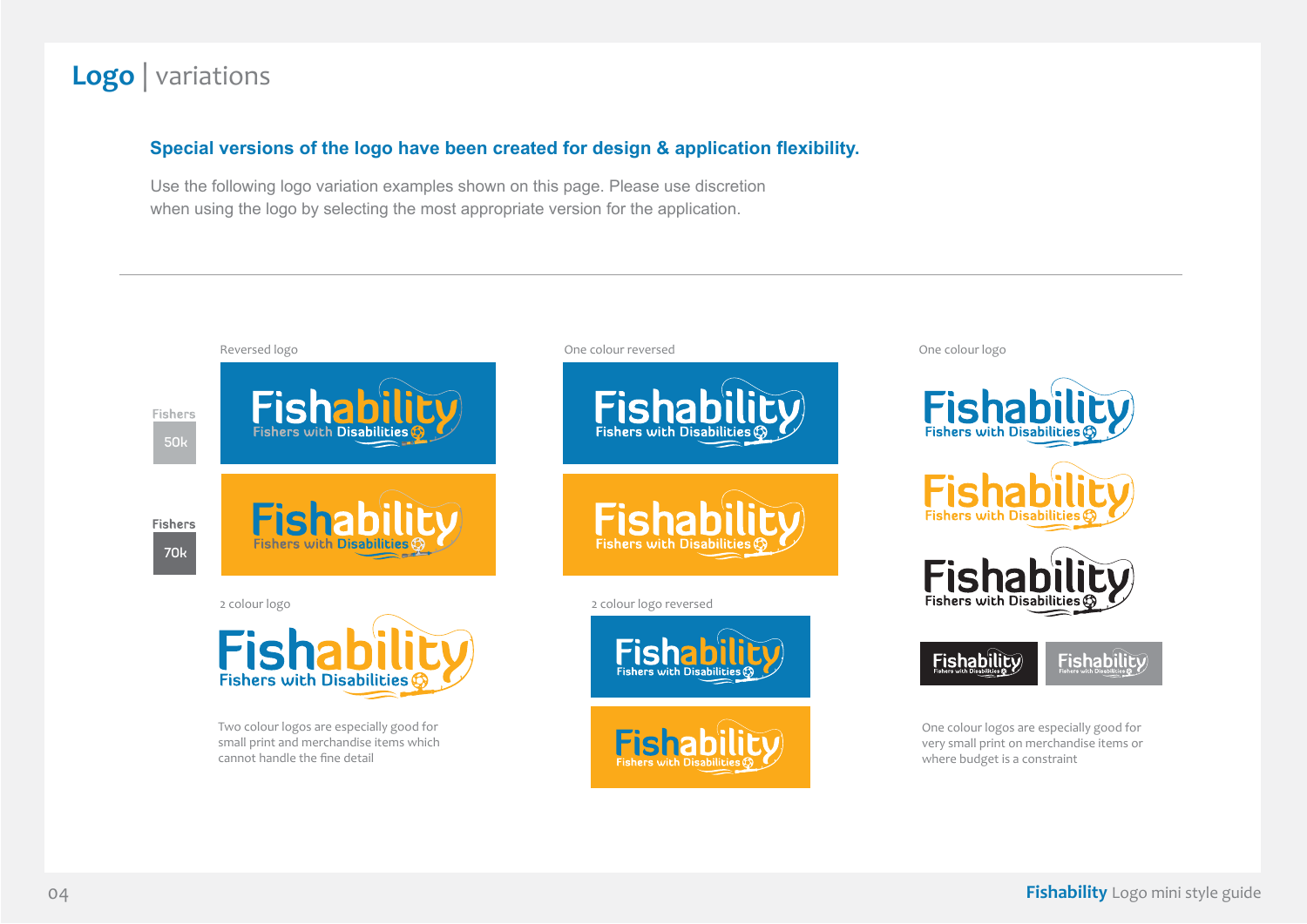# Logo | variations

**Special versions of the logo have been created for design & application flexibility.**

Use the following logo variation examples shown on this page. Please use discretion when using the logo by selecting the most appropriate version for the application.

Reversed logo

Fishers 50k

Fishers 70k

One colour reversed

One colour logo

2 colour logo

Two colour logos are especially good for small print and merchandise items which cannot handle the fine detail

2 colour logo reversed

One colour logos are especially good for very small print on merchandise items or where budget is a constraint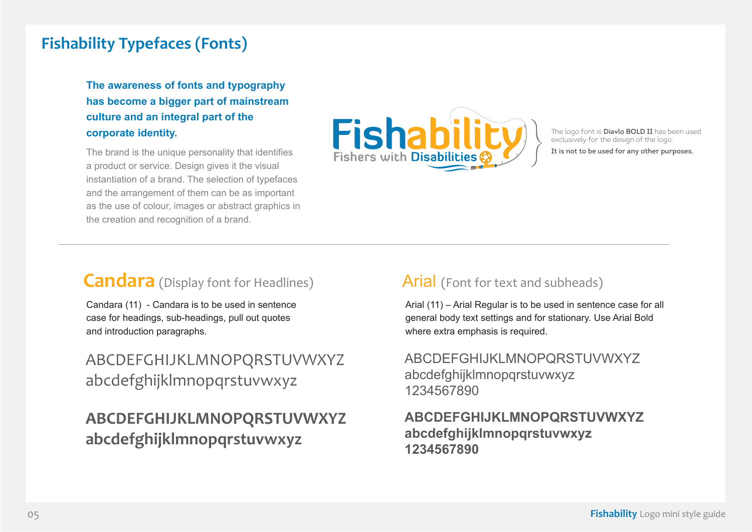# Fishability Typefaces (Fonts)

**The awareness of fonts and typography has become a bigger part of mainstream culture and an integral part of the corporate identity.**

The brand is the unique personality that identifies a product or service. Design gives it the visual instantiation of a brand. The selection of typefaces and the arrangement of them can be as important as the use of colour, images or abstract graphics in the creation and recognition of a brand.

Fishability
Fishers with Disabilities

The logo font is **Diavlo BOLD II** has been used exclusively for the design of the logo.
**It is not to be used for any other purposes.**

---

## Candara (Display font for Headlines)

Candara (11) - Candara is to be used in sentence case for headings, sub-headings, pull out quotes and introduction paragraphs.

ABCDEFGHIJKLMNOPQRSTUVWXYZ
abcdefghijklmnopqrstuvwxyz

**ABCDEFGHIJKLMNOPQRSTUVWXYZ**
**abcdefghijklmnopqrstuvwxyz**

## Arial (Font for text and subheads)

Arial (11) – Arial Regular is to be used in sentence case for all general body text settings and for stationary. Use Arial Bold where extra emphasis is required.

ABCDEFGHIJKLMNOPQRSTUVWXYZ
abcdefghijklmnopqrstuvwxyz
1234567890

**ABCDEFGHIJKLMNOPQRSTUVWXYZ**
**abcdefghijklmnopqrstuvwxyz**
**1234567890**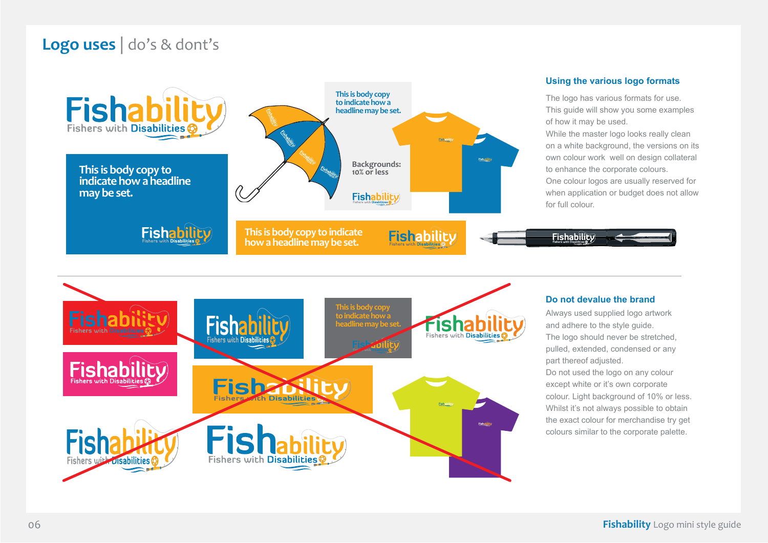# Logo uses | do's & dont's

## Using the various logo formats

The logo has various formats for use. This guide will show you some examples of how it may be used.

While the master logo looks really clean on a white background, the versions on its own colour work well on design collateral to enhance the corporate colours.

One colour logos are usually reserved for when application or budget does not allow for full colour.

## Do not devalue the brand

Always used supplied logo artwork and adhere to the style guide.

The logo should never be stretched, pulled, extended, condensed or any part thereof adjusted.

Do not used the logo on any colour except white or it's own corporate colour. Light background of 10% or less.

Whilst it's not always possible to obtain the exact colour for merchandise try get colours similar to the corporate palette.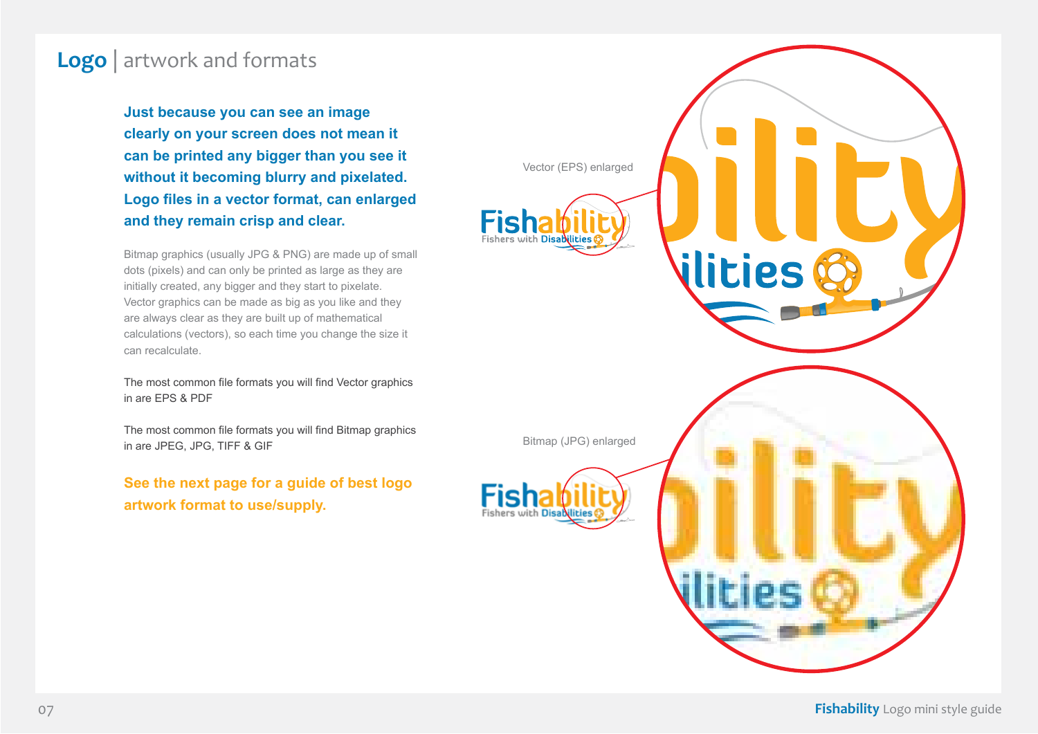# Logo | artwork and formats

**Just because you can see an image clearly on your screen does not mean it can be printed any bigger than you see it without it becoming blurry and pixelated. Logo files in a vector format, can enlarged and they remain crisp and clear.**

Bitmap graphics (usually JPG & PNG) are made up of small dots (pixels) and can only be printed as large as they are initially created, any bigger and they start to pixelate. Vector graphics can be made as big as you like and they are always clear as they are built up of mathematical calculations (vectors), so each time you change the size it can recalculate.

The most common file formats you will find Vector graphics in are EPS & PDF

The most common file formats you will find Bitmap graphics in are JPEG, JPG, TIFF & GIF

**See the next page for a guide of best logo artwork format to use/supply.**

Vector (EPS) enlarged

Bitmap (JPG) enlarged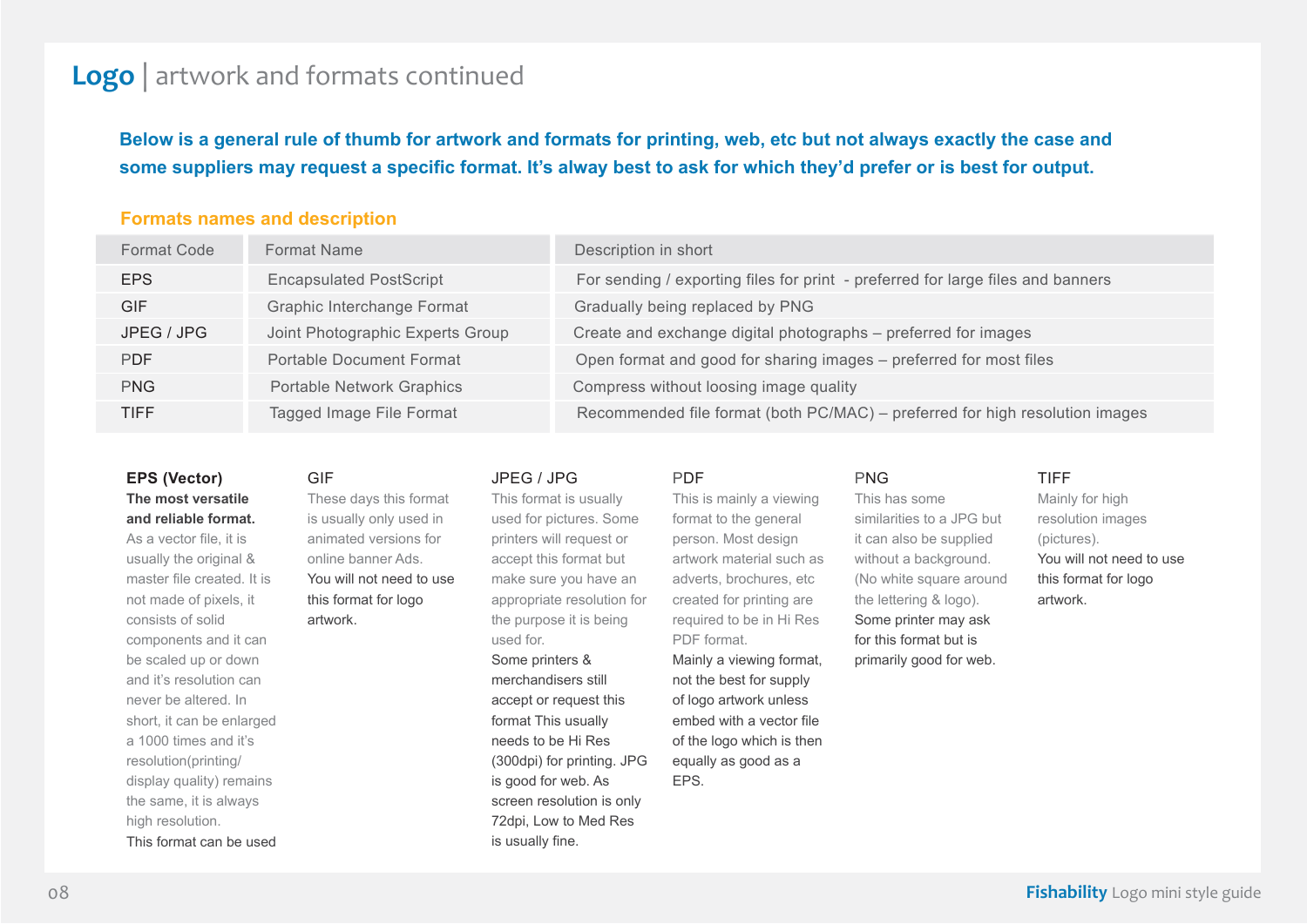# Logo | artwork and formats continued

**Below is a general rule of thumb for artwork and formats for printing, web, etc but not always exactly the case and some suppliers may request a specific format. It's alway best to ask for which they'd prefer or is best for output.**

## Formats names and description

| Format Code | Format Name | Description in short |
|---|---|---|
| EPS | Encapsulated PostScript | For sending / exporting files for print - preferred for large files and banners |
| GIF | Graphic Interchange Format | Gradually being replaced by PNG |
| JPEG / JPG | Joint Photographic Experts Group | Create and exchange digital photographs – preferred for images |
| PDF | Portable Document Format | Open format and good for sharing images – preferred for most files |
| PNG | Portable Network Graphics | Compress without loosing image quality |
| TIFF | Tagged Image File Format | Recommended file format (both PC/MAC) – preferred for high resolution images |

### EPS (Vector)

**The most versatile and reliable format.**

As a vector file, it is usually the original & master file created. It is not made of pixels, it consists of solid components and it can be scaled up or down and it's resolution can never be altered. In short, it can be enlarged a 1000 times and it's resolution(printing/display quality) remains the same, it is always high resolution.

This format can be used

### GIF

These days this format is usually only used in animated versions for online banner Ads.

You will not need to use this format for logo artwork.

### JPEG / JPG

This format is usually used for pictures. Some printers will request or accept this format but make sure you have an appropriate resolution for the purpose it is being used for.

Some printers & merchandisers still accept or request this format This usually needs to be Hi Res (300dpi) for printing. JPG is good for web. As screen resolution is only 72dpi, Low to Med Res is usually fine.

### PDF

This is mainly a viewing format to the general person. Most design artwork material such as adverts, brochures, etc created for printing are required to be in Hi Res PDF format.

Mainly a viewing format, not the best for supply of logo artwork unless embed with a vector file of the logo which is then equally as good as a EPS.

### PNG

This has some similarities to a JPG but it can also be supplied without a background. (No white square around the lettering & logo).

Some printer may ask for this format but is primarily good for web.

### TIFF

Mainly for high resolution images (pictures).

You will not need to use this format for logo artwork.